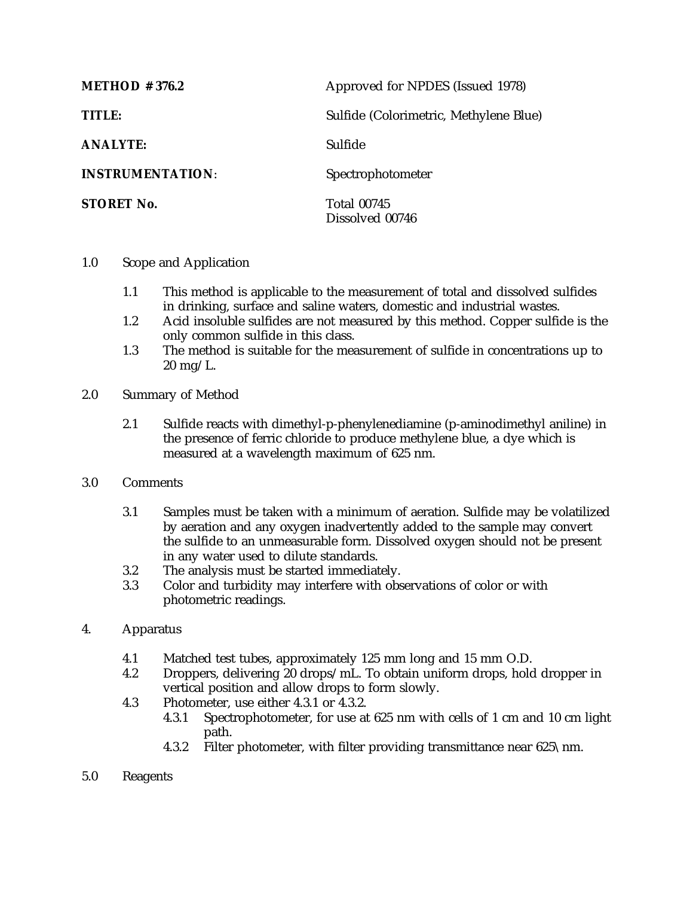| | |
|---|---|
| **METHOD # 376.2** | Approved for NPDES (Issued 1978) |
| **TITLE:** | Sulfide (Colorimetric, Methylene Blue) |
| **ANALYTE:** | Sulfide |
| **INSTRUMENTATION**: | Spectrophotometer |
| **STORET No.** | Total 00745<br>Dissolved 00746 |

1.0 Scope and Application

- 1.1 This method is applicable to the measurement of total and dissolved sulfides in drinking, surface and saline waters, domestic and industrial wastes.
- 1.2 Acid insoluble sulfides are not measured by this method. Copper sulfide is the only common sulfide in this class.
- 1.3 The method is suitable for the measurement of sulfide in concentrations up to 20 mg/L.

2.0 Summary of Method

- 2.1 Sulfide reacts with dimethyl-p-phenylenediamine (p-aminodimethyl aniline) in the presence of ferric chloride to produce methylene blue, a dye which is measured at a wavelength maximum of 625 nm.

3.0 Comments

- 3.1 Samples must be taken with a minimum of aeration. Sulfide may be volatilized by aeration and any oxygen inadvertently added to the sample may convert the sulfide to an unmeasurable form. Dissolved oxygen should not be present in any water used to dilute standards.
- 3.2 The analysis must be started immediately.
- 3.3 Color and turbidity may interfere with observations of color or with photometric readings.

4. Apparatus

- 4.1 Matched test tubes, approximately 125 mm long and 15 mm O.D.
- 4.2 Droppers, delivering 20 drops/mL. To obtain uniform drops, hold dropper in vertical position and allow drops to form slowly.
- 4.3 Photometer, use either 4.3.1 or 4.3.2.
  - 4.3.1 Spectrophotometer, for use at 625 nm with cells of 1 cm and 10 cm light path.
  - 4.3.2 Filter photometer, with filter providing transmittance near 625\ nm.

5.0 Reagents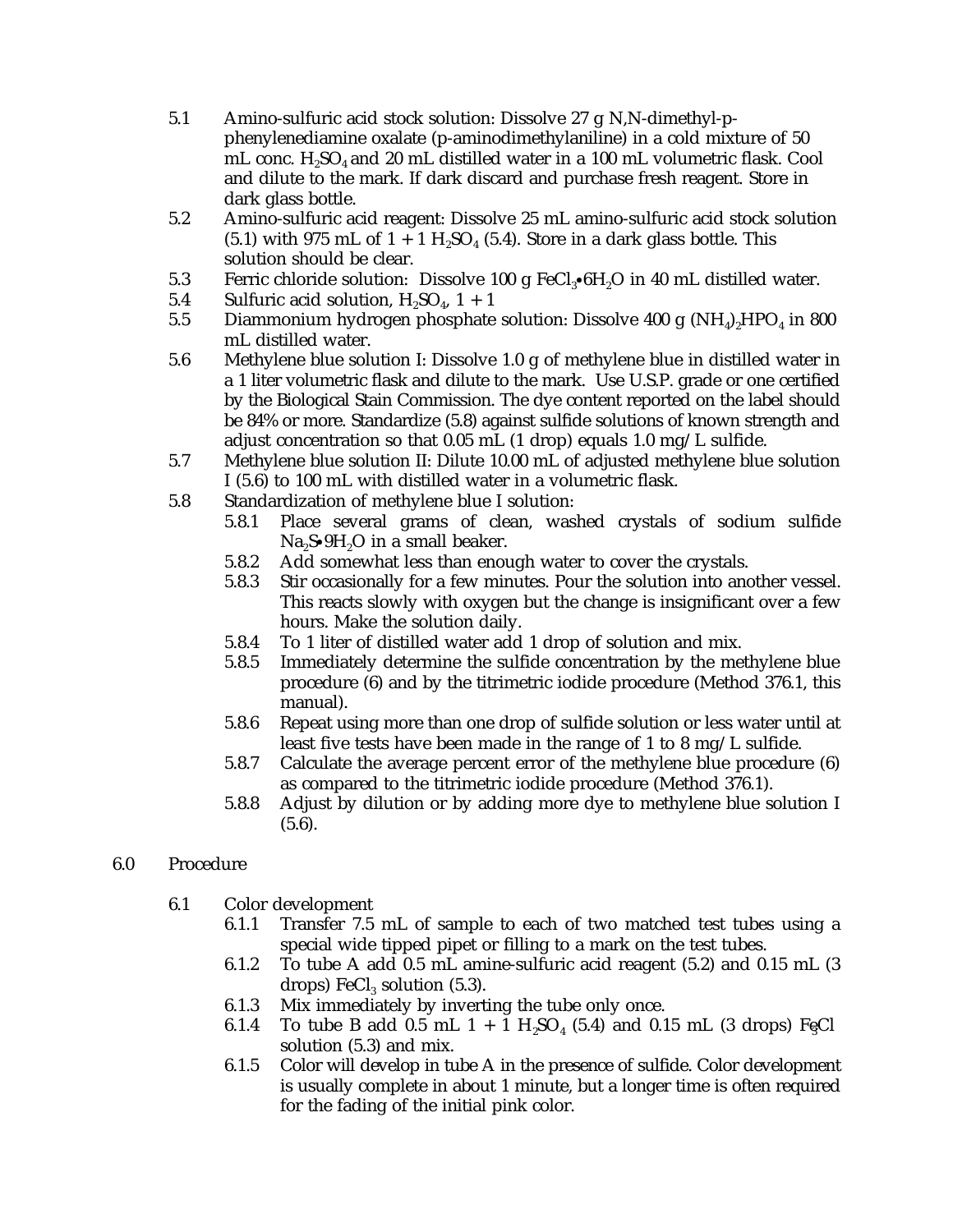5.1 Amino-sulfuric acid stock solution: Dissolve 27 g N,N-dimethyl-p-phenylenediamine oxalate (p-aminodimethylaniline) in a cold mixture of 50 mL conc. $H_2SO_4$ and 20 mL distilled water in a 100 mL volumetric flask. Cool and dilute to the mark. If dark discard and purchase fresh reagent. Store in dark glass bottle.

5.2 Amino-sulfuric acid reagent: Dissolve 25 mL amino-sulfuric acid stock solution (5.1) with 975 mL of 1 + 1 $H_2SO_4$ (5.4). Store in a dark glass bottle. This solution should be clear.

5.3 Ferric chloride solution: Dissolve 100 g $FeCl_3 \bullet 6H_2O$ in 40 mL distilled water.

5.4 Sulfuric acid solution, $H_2SO_4$, 1 + 1

5.5 Diammonium hydrogen phosphate solution: Dissolve 400 g $(NH_4)_2HPO_4$ in 800 mL distilled water.

5.6 Methylene blue solution I: Dissolve 1.0 g of methylene blue in distilled water in a 1 liter volumetric flask and dilute to the mark. Use U.S.P. grade or one certified by the Biological Stain Commission. The dye content reported on the label should be 84% or more. Standardize (5.8) against sulfide solutions of known strength and adjust concentration so that 0.05 mL (1 drop) equals 1.0 mg/L sulfide.

5.7 Methylene blue solution II: Dilute 10.00 mL of adjusted methylene blue solution I (5.6) to 100 mL with distilled water in a volumetric flask.

5.8 Standardization of methylene blue I solution:

- 5.8.1 Place several grams of clean, washed crystals of sodium sulfide $Na_2S \bullet 9H_2O$ in a small beaker.
- 5.8.2 Add somewhat less than enough water to cover the crystals.
- 5.8.3 Stir occasionally for a few minutes. Pour the solution into another vessel. This reacts slowly with oxygen but the change is insignificant over a few hours. Make the solution daily.
- 5.8.4 To 1 liter of distilled water add 1 drop of solution and mix.
- 5.8.5 Immediately determine the sulfide concentration by the methylene blue procedure (6) and by the titrimetric iodide procedure (Method 376.1, this manual).
- 5.8.6 Repeat using more than one drop of sulfide solution or less water until at least five tests have been made in the range of 1 to 8 mg/L sulfide.
- 5.8.7 Calculate the average percent error of the methylene blue procedure (6) as compared to the titrimetric iodide procedure (Method 376.1).
- 5.8.8 Adjust by dilution or by adding more dye to methylene blue solution I (5.6).

## 6.0 Procedure

### 6.1 Color development

- 6.1.1 Transfer 7.5 mL of sample to each of two matched test tubes using a special wide tipped pipet or filling to a mark on the test tubes.
- 6.1.2 To tube A add 0.5 mL amine-sulfuric acid reagent (5.2) and 0.15 mL (3 drops) $FeCl_3$ solution (5.3).
- 6.1.3 Mix immediately by inverting the tube only once.
- 6.1.4 To tube B add 0.5 mL 1 + 1 $H_2SO_4$ (5.4) and 0.15 mL (3 drops) $FeCl_3$ solution (5.3) and mix.
- 6.1.5 Color will develop in tube A in the presence of sulfide. Color development is usually complete in about 1 minute, but a longer time is often required for the fading of the initial pink color.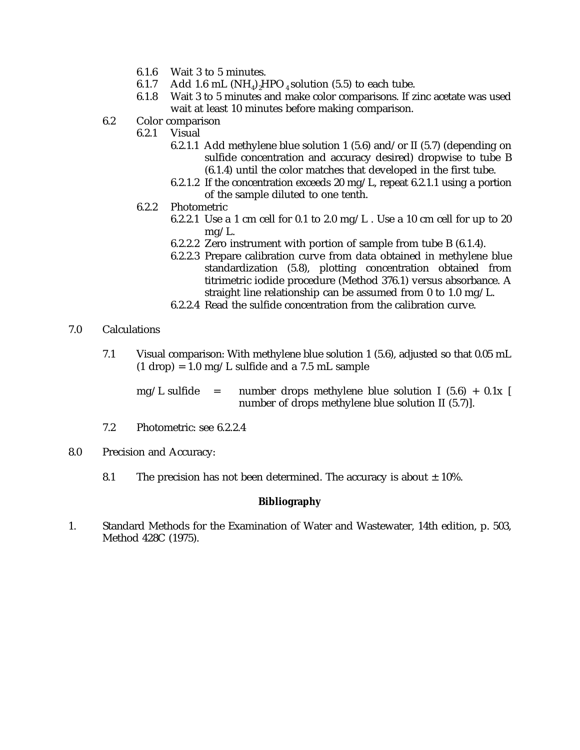- 6.1.6 Wait 3 to 5 minutes.
- 6.1.7 Add 1.6 mL $(NH_4)_2HPO_4$ solution (5.5) to each tube.
- 6.1.8 Wait 3 to 5 minutes and make color comparisons. If zinc acetate was used wait at least 10 minutes before making comparison.

6.2 Color comparison

6.2.1 Visual

- 6.2.1.1 Add methylene blue solution 1 (5.6) and/or II (5.7) (depending on sulfide concentration and accuracy desired) dropwise to tube B (6.1.4) until the color matches that developed in the first tube.
- 6.2.1.2 If the concentration exceeds 20 mg/L, repeat 6.2.1.1 using a portion of the sample diluted to one tenth.

6.2.2 Photometric

- 6.2.2.1 Use a 1 cm cell for 0.1 to 2.0 mg/L . Use a 10 cm cell for up to 20 mg/L.
- 6.2.2.2 Zero instrument with portion of sample from tube B (6.1.4).
- 6.2.2.3 Prepare calibration curve from data obtained in methylene blue standardization (5.8), plotting concentration obtained from titrimetric iodide procedure (Method 376.1) versus absorbance. A straight line relationship can be assumed from 0 to 1.0 mg/L.
- 6.2.2.4 Read the sulfide concentration from the calibration curve.

## 7.0 Calculations

7.1 Visual comparison: With methylene blue solution 1 (5.6), adjusted so that 0.05 mL (1 drop) = 1.0 mg/L sulfide and a 7.5 mL sample

mg/L sulfide = number drops methylene blue solution I (5.6) + 0.1x [ number of drops methylene blue solution II (5.7)].

7.2 Photometric: see 6.2.2.4

## 8.0 Precision and Accuracy:

8.1 The precision has not been determined. The accuracy is about ± 10%.

**Bibliography**

1. Standard Methods for the Examination of Water and Wastewater, 14th edition, p. 503, Method 428C (1975).